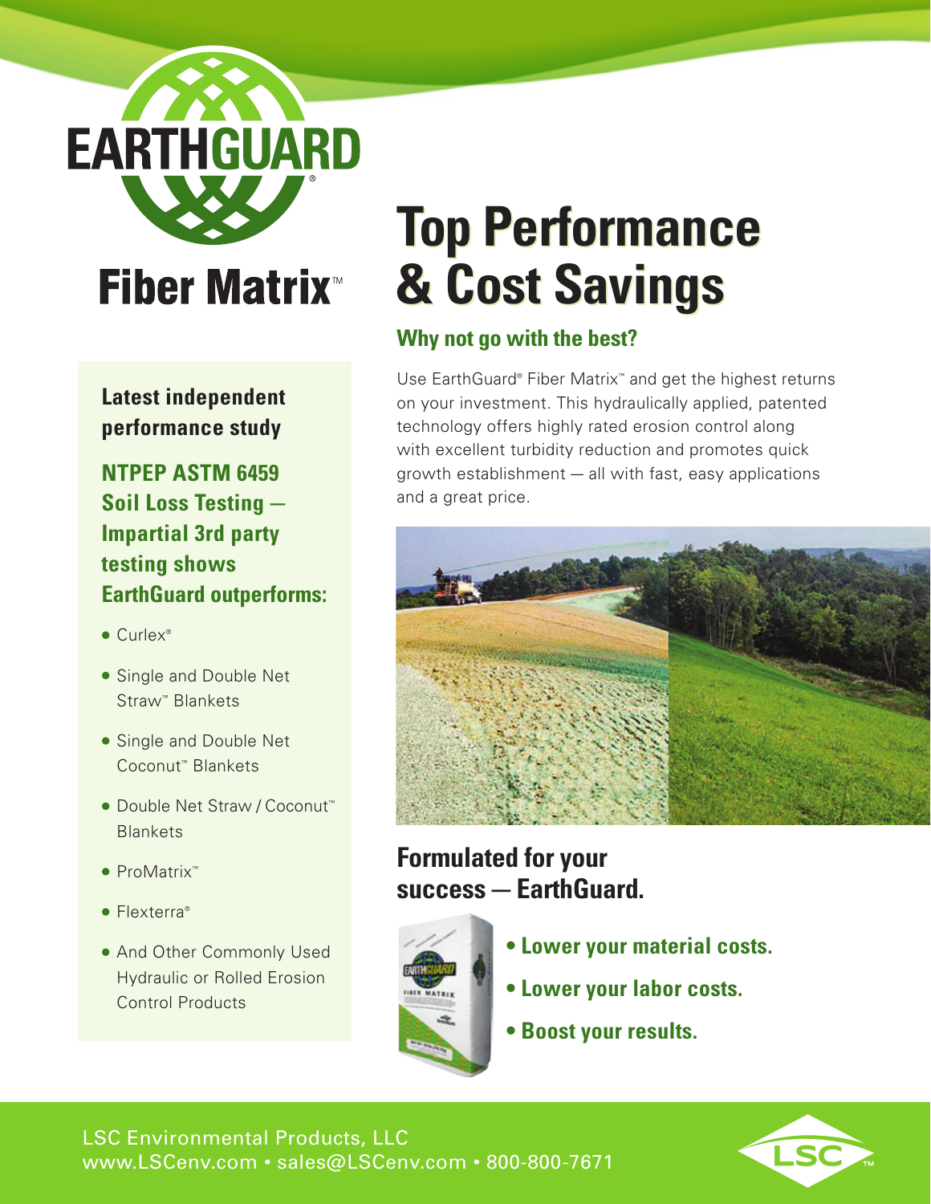# EARTHGUARD®

## Fiber Matrix™

# Top Performance & Cost Savings

### Why not go with the best?

Use EarthGuard® Fiber Matrix™ and get the highest returns on your investment. This hydraulically applied, patented technology offers highly rated erosion control along with excellent turbidity reduction and promotes quick growth establishment — all with fast, easy applications and a great price.

**Latest independent performance study**

**NTPEP ASTM 6459 Soil Loss Testing — Impartial 3rd party testing shows EarthGuard outperforms:**

- Curlex®
- Single and Double Net Straw™ Blankets
- Single and Double Net Coconut™ Blankets
- Double Net Straw / Coconut™ Blankets
- ProMatrix™
- Flexterra®
- And Other Commonly Used Hydraulic or Rolled Erosion Control Products

## Formulated for your success — EarthGuard.

- **Lower your material costs.**
- **Lower your labor costs.**
- **Boost your results.**

LSC Environmental Products, LLC
www.LSCenv.com • sales@LSCenv.com • 800-800-7671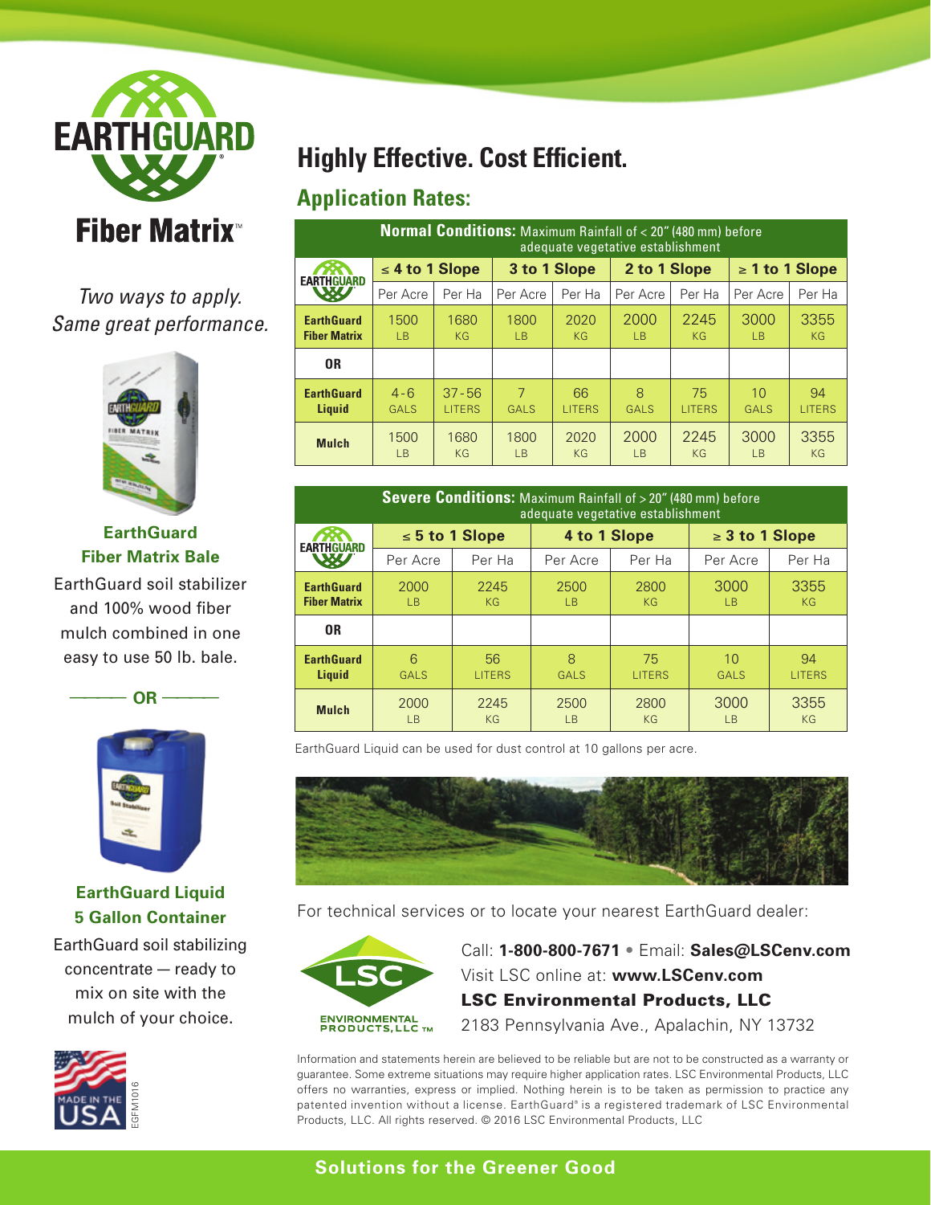# EARTHGUARD

## Fiber Matrix™

*Two ways to apply. Same great performance.*

**EarthGuard Fiber Matrix Bale**

EarthGuard soil stabilizer and 100% wood fiber mulch combined in one easy to use 50 lb. bale.

— OR —

**EarthGuard Liquid 5 Gallon Container**

EarthGuard soil stabilizing concentrate — ready to mix on site with the mulch of your choice.

MADE IN THE USA

EGFM1016

# Highly Effective. Cost Efficient.

## Application Rates:

**Normal Conditions:** Maximum Rainfall of < 20" (480 mm) before adequate vegetative establishment

| EARTHGUARD | ≤ 4 to 1 Slope | | 3 to 1 Slope | | 2 to 1 Slope | | ≥ 1 to 1 Slope | |
|---|---|---|---|---|---|---|---|---|
| | Per Acre | Per Ha | Per Acre | Per Ha | Per Acre | Per Ha | Per Acre | Per Ha |
| **EarthGuard Fiber Matrix** | 1500 LB | 1680 KG | 1800 LB | 2020 KG | 2000 LB | 2245 KG | 3000 LB | 3355 KG |
| **OR** | | | | | | | | |
| **EarthGuard Liquid** | 4-6 GALS | 37-56 LITERS | 7 GALS | 66 LITERS | 8 GALS | 75 LITERS | 10 GALS | 94 LITERS |
| **Mulch** | 1500 LB | 1680 KG | 1800 LB | 2020 KG | 2000 LB | 2245 KG | 3000 LB | 3355 KG |

**Severe Conditions:** Maximum Rainfall of > 20" (480 mm) before adequate vegetative establishment

| EARTHGUARD | ≤ 5 to 1 Slope | | 4 to 1 Slope | | ≥ 3 to 1 Slope | |
|---|---|---|---|---|---|---|
| | Per Acre | Per Ha | Per Acre | Per Ha | Per Acre | Per Ha |
| **EarthGuard Fiber Matrix** | 2000 LB | 2245 KG | 2500 LB | 2800 KG | 3000 LB | 3355 KG |
| **OR** | | | | | | |
| **EarthGuard Liquid** | 6 GALS | 56 LITERS | 8 GALS | 75 LITERS | 10 GALS | 94 LITERS |
| **Mulch** | 2000 LB | 2245 KG | 2500 LB | 2800 KG | 3000 LB | 3355 KG |

EarthGuard Liquid can be used for dust control at 10 gallons per acre.

For technical services or to locate your nearest EarthGuard dealer:

LSC ENVIRONMENTAL PRODUCTS, LLC ™

Call: **1-800-800-7671** • Email: **Sales@LSCenv.com**
Visit LSC online at: **www.LSCenv.com**
**LSC Environmental Products, LLC**
2183 Pennsylvania Ave., Apalachin, NY 13732

Information and statements herein are believed to be reliable but are not to be constructed as a warranty or guarantee. Some extreme situations may require higher application rates. LSC Environmental Products, LLC offers no warranties, express or implied. Nothing herein is to be taken as permission to practice any patented invention without a license. EarthGuard® is a registered trademark of LSC Environmental Products, LLC. All rights reserved. © 2016 LSC Environmental Products, LLC

**Solutions for the Greener Good**